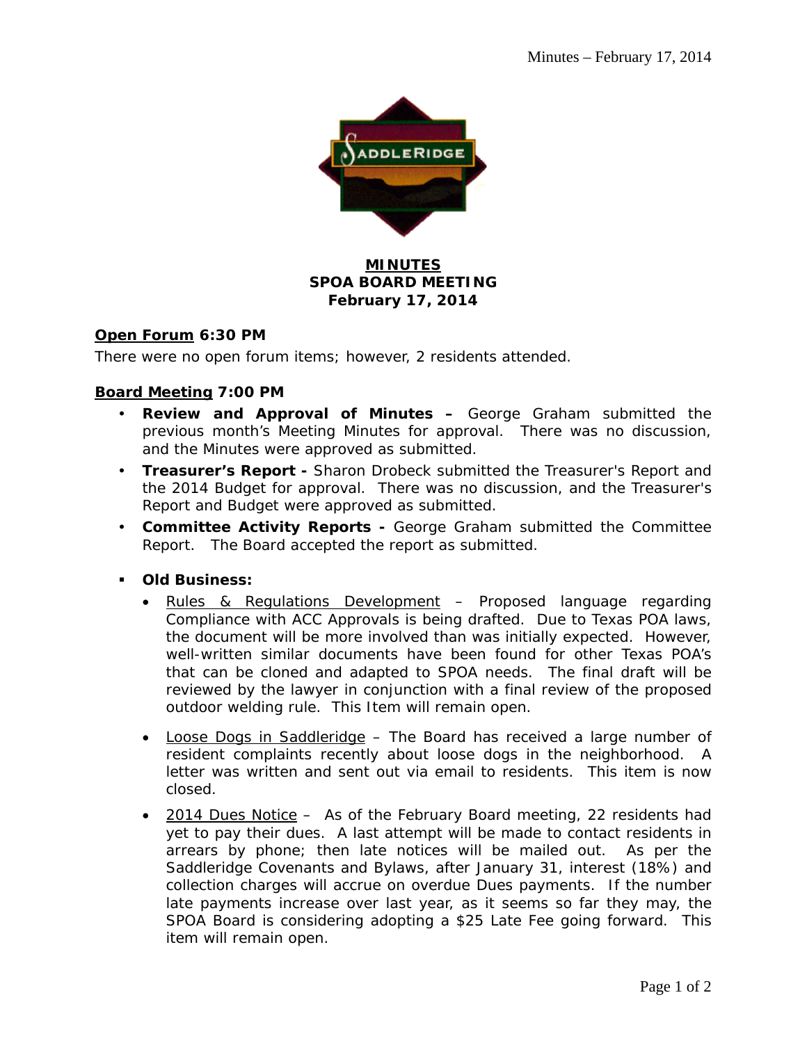**MINUTES**
**SPOA BOARD MEETING**
**February 17, 2014**

**Open Forum 6:30 PM**

There were no open forum items; however, 2 residents attended.

**Board Meeting 7:00 PM**

- **Review and Approval of Minutes –** George Graham submitted the previous month's Meeting Minutes for approval. There was no discussion, and the Minutes were approved as submitted.
- **Treasurer's Report -** Sharon Drobeck submitted the Treasurer's Report and the 2014 Budget for approval. There was no discussion, and the Treasurer's Report and Budget were approved as submitted.
- **Committee Activity Reports -** George Graham submitted the Committee Report. The Board accepted the report as submitted.
- **Old Business:**
  - Rules & Regulations Development – Proposed language regarding Compliance with ACC Approvals is being drafted. Due to Texas POA laws, the document will be more involved than was initially expected. However, well-written similar documents have been found for other Texas POA's that can be cloned and adapted to SPOA needs. The final draft will be reviewed by the lawyer in conjunction with a final review of the proposed outdoor welding rule. This Item will remain open.
  - Loose Dogs in Saddleridge – The Board has received a large number of resident complaints recently about loose dogs in the neighborhood. A letter was written and sent out via email to residents. This item is now closed.
  - 2014 Dues Notice – As of the February Board meeting, 22 residents had yet to pay their dues. A last attempt will be made to contact residents in arrears by phone; then late notices will be mailed out. As per the Saddleridge Covenants and Bylaws, after January 31, interest (18%) and collection charges will accrue on overdue Dues payments. If the number late payments increase over last year, as it seems so far they may, the SPOA Board is considering adopting a $25 Late Fee going forward. This item will remain open.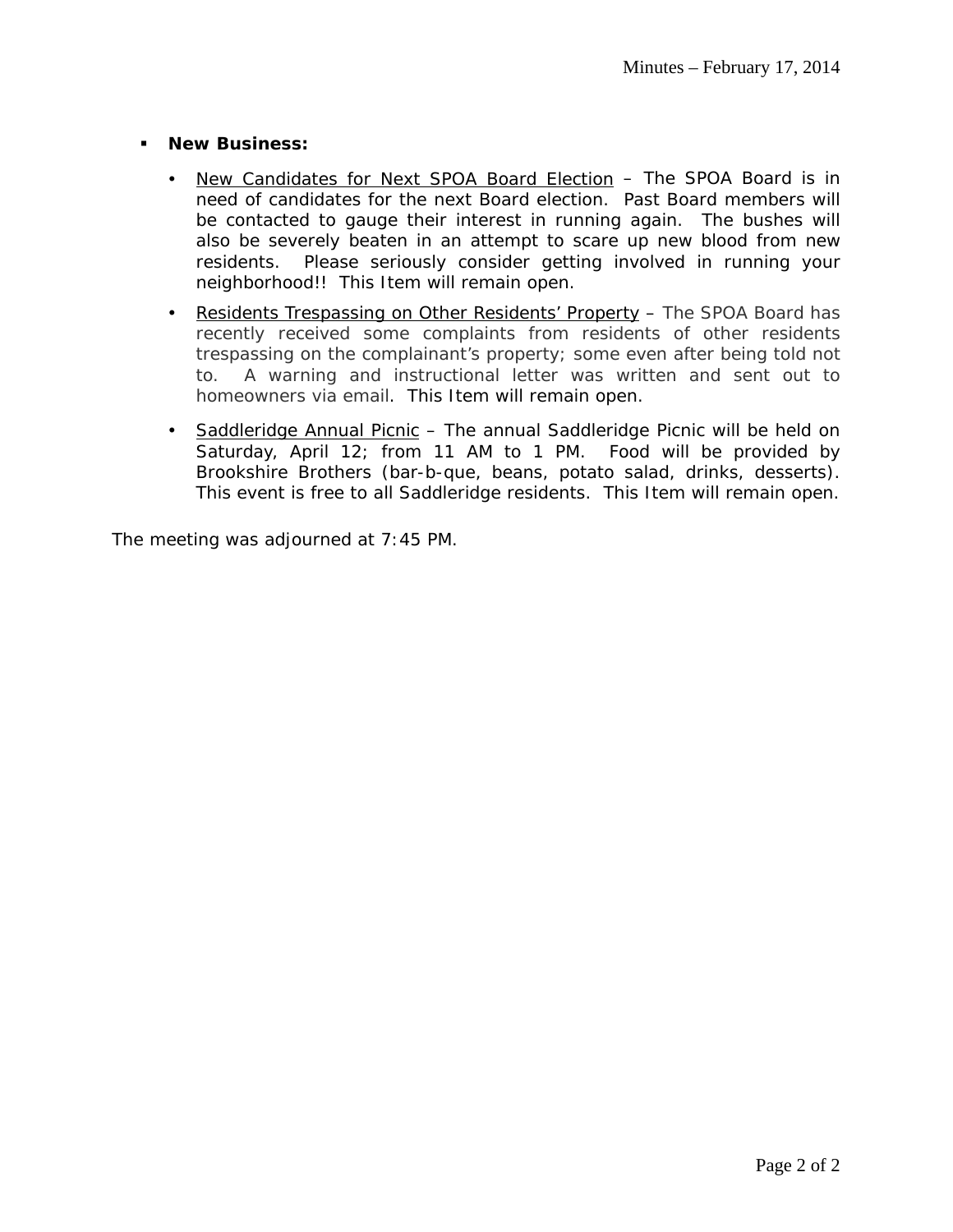- **New Business:**

  - <u>New Candidates for Next SPOA Board Election</u> – The SPOA Board is in need of candidates for the next Board election. Past Board members will be contacted to gauge their interest in running again. The bushes will also be severely beaten in an attempt to scare up new blood from new residents. Please seriously consider getting involved in running your neighborhood!! This Item will remain open.

  - <u>Residents Trespassing on Other Residents' Property</u> – The SPOA Board has recently received some complaints from residents of other residents trespassing on the complainant's property; some even after being told not to. A warning and instructional letter was written and sent out to homeowners via email. This Item will remain open.

  - <u>Saddleridge Annual Picnic</u> – The annual Saddleridge Picnic will be held on Saturday, April 12; from 11 AM to 1 PM. Food will be provided by Brookshire Brothers (bar-b-que, beans, potato salad, drinks, desserts). This event is free to all Saddleridge residents. This Item will remain open.

The meeting was adjourned at 7:45 PM.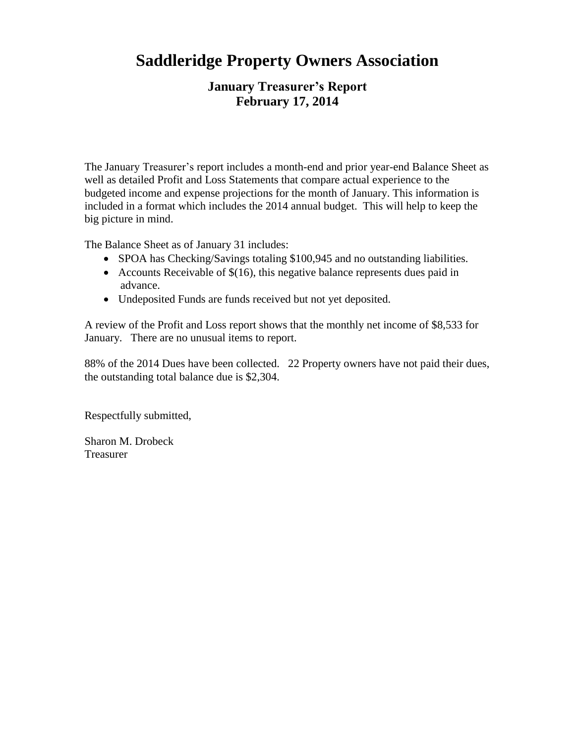# Saddleridge Property Owners Association

## January Treasurer's Report
## February 17, 2014

The January Treasurer's report includes a month-end and prior year-end Balance Sheet as well as detailed Profit and Loss Statements that compare actual experience to the budgeted income and expense projections for the month of January. This information is included in a format which includes the 2014 annual budget. This will help to keep the big picture in mind.

The Balance Sheet as of January 31 includes:

- SPOA has Checking/Savings totaling $100,945 and no outstanding liabilities.
- Accounts Receivable of $(16), this negative balance represents dues paid in advance.
- Undeposited Funds are funds received but not yet deposited.

A review of the Profit and Loss report shows that the monthly net income of $8,533 for January. There are no unusual items to report.

88% of the 2014 Dues have been collected. 22 Property owners have not paid their dues, the outstanding total balance due is $2,304.

Respectfully submitted,

Sharon M. Drobeck
Treasurer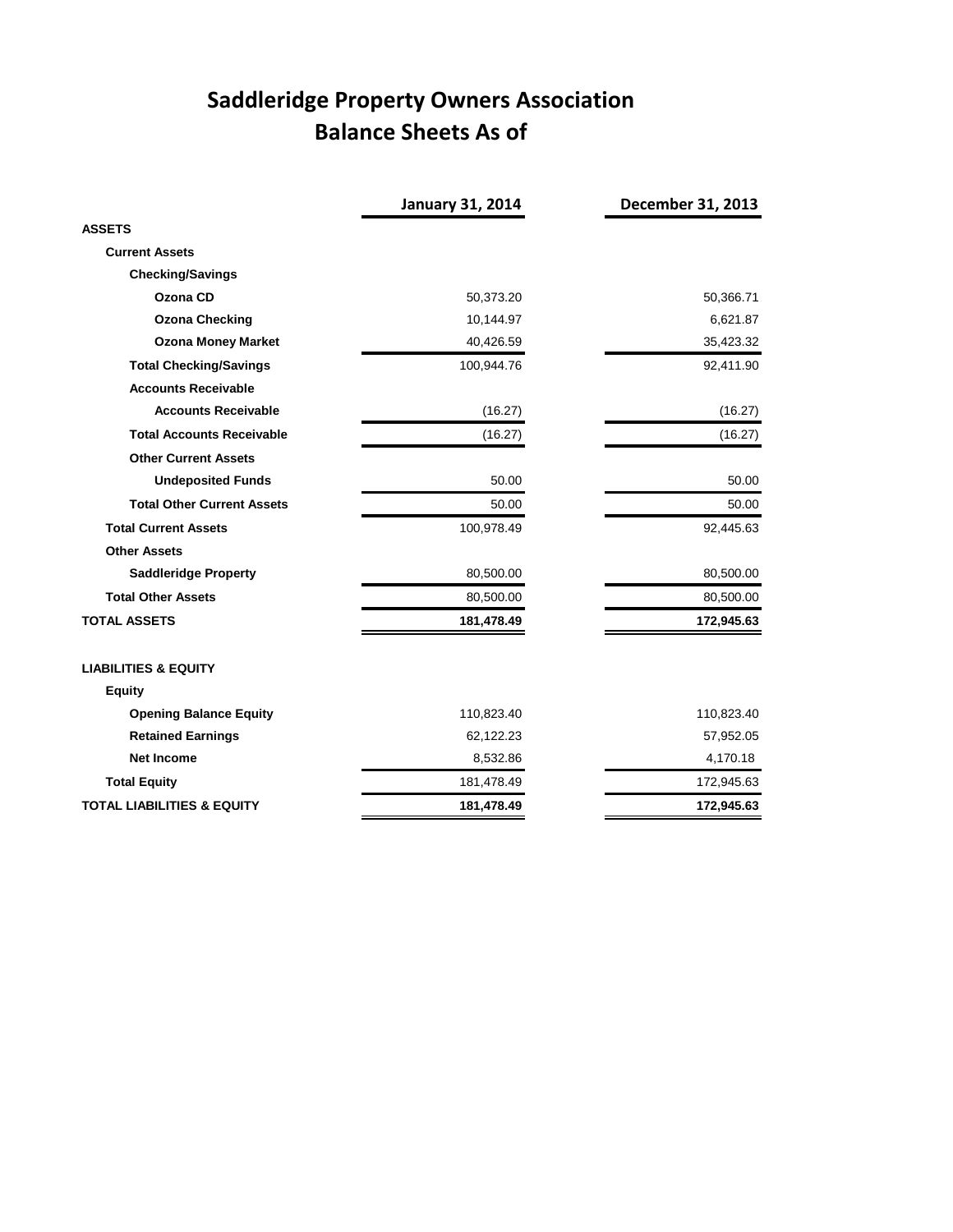# Saddleridge Property Owners Association
## Balance Sheets As of

| | January 31, 2014 | December 31, 2013 |
|---|---|---|
| **ASSETS** | | |
| **Current Assets** | | |
| **Checking/Savings** | | |
| **Ozona CD** | 50,373.20 | 50,366.71 |
| **Ozona Checking** | 10,144.97 | 6,621.87 |
| **Ozona Money Market** | 40,426.59 | 35,423.32 |
| **Total Checking/Savings** | 100,944.76 | 92,411.90 |
| **Accounts Receivable** | | |
| **Accounts Receivable** | (16.27) | (16.27) |
| **Total Accounts Receivable** | (16.27) | (16.27) |
| **Other Current Assets** | | |
| **Undeposited Funds** | 50.00 | 50.00 |
| **Total Other Current Assets** | 50.00 | 50.00 |
| **Total Current Assets** | 100,978.49 | 92,445.63 |
| **Other Assets** | | |
| **Saddleridge Property** | 80,500.00 | 80,500.00 |
| **Total Other Assets** | 80,500.00 | 80,500.00 |
| **TOTAL ASSETS** | **181,478.49** | **172,945.63** |
| | | |
| **LIABILITIES & EQUITY** | | |
| **Equity** | | |
| **Opening Balance Equity** | 110,823.40 | 110,823.40 |
| **Retained Earnings** | 62,122.23 | 57,952.05 |
| **Net Income** | 8,532.86 | 4,170.18 |
| **Total Equity** | 181,478.49 | 172,945.63 |
| **TOTAL LIABILITIES & EQUITY** | **181,478.49** | **172,945.63** |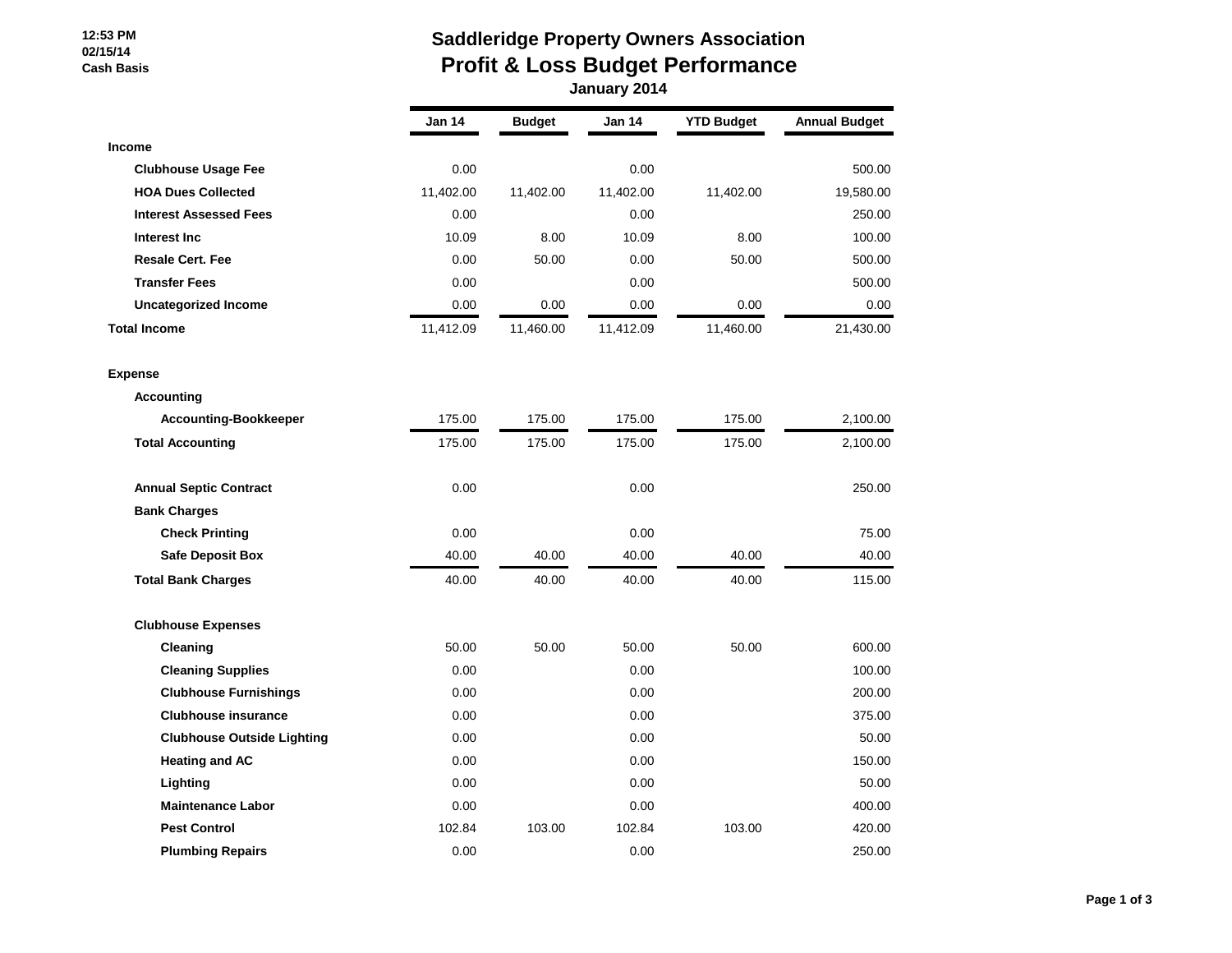12:53 PM
02/15/14
Cash Basis

# Saddleridge Property Owners Association
## Profit & Loss Budget Performance
### January 2014

| | Jan 14 | Budget | Jan 14 | YTD Budget | Annual Budget |
|---|---|---|---|---|---|
| **Income** | | | | | |
| **Clubhouse Usage Fee** | 0.00 | | 0.00 | | 500.00 |
| **HOA Dues Collected** | 11,402.00 | 11,402.00 | 11,402.00 | 11,402.00 | 19,580.00 |
| **Interest Assessed Fees** | 0.00 | | 0.00 | | 250.00 |
| **Interest Inc** | 10.09 | 8.00 | 10.09 | 8.00 | 100.00 |
| **Resale Cert. Fee** | 0.00 | 50.00 | 0.00 | 50.00 | 500.00 |
| **Transfer Fees** | 0.00 | | 0.00 | | 500.00 |
| **Uncategorized Income** | 0.00 | 0.00 | 0.00 | 0.00 | 0.00 |
| **Total Income** | 11,412.09 | 11,460.00 | 11,412.09 | 11,460.00 | 21,430.00 |
| **Expense** | | | | | |
| **Accounting** | | | | | |
| **Accounting-Bookkeeper** | 175.00 | 175.00 | 175.00 | 175.00 | 2,100.00 |
| **Total Accounting** | 175.00 | 175.00 | 175.00 | 175.00 | 2,100.00 |
| **Annual Septic Contract** | 0.00 | | 0.00 | | 250.00 |
| **Bank Charges** | | | | | |
| **Check Printing** | 0.00 | | 0.00 | | 75.00 |
| **Safe Deposit Box** | 40.00 | 40.00 | 40.00 | 40.00 | 40.00 |
| **Total Bank Charges** | 40.00 | 40.00 | 40.00 | 40.00 | 115.00 |
| **Clubhouse Expenses** | | | | | |
| **Cleaning** | 50.00 | 50.00 | 50.00 | 50.00 | 600.00 |
| **Cleaning Supplies** | 0.00 | | 0.00 | | 100.00 |
| **Clubhouse Furnishings** | 0.00 | | 0.00 | | 200.00 |
| **Clubhouse insurance** | 0.00 | | 0.00 | | 375.00 |
| **Clubhouse Outside Lighting** | 0.00 | | 0.00 | | 50.00 |
| **Heating and AC** | 0.00 | | 0.00 | | 150.00 |
| **Lighting** | 0.00 | | 0.00 | | 50.00 |
| **Maintenance Labor** | 0.00 | | 0.00 | | 400.00 |
| **Pest Control** | 102.84 | 103.00 | 102.84 | 103.00 | 420.00 |
| **Plumbing Repairs** | 0.00 | | 0.00 | | 250.00 |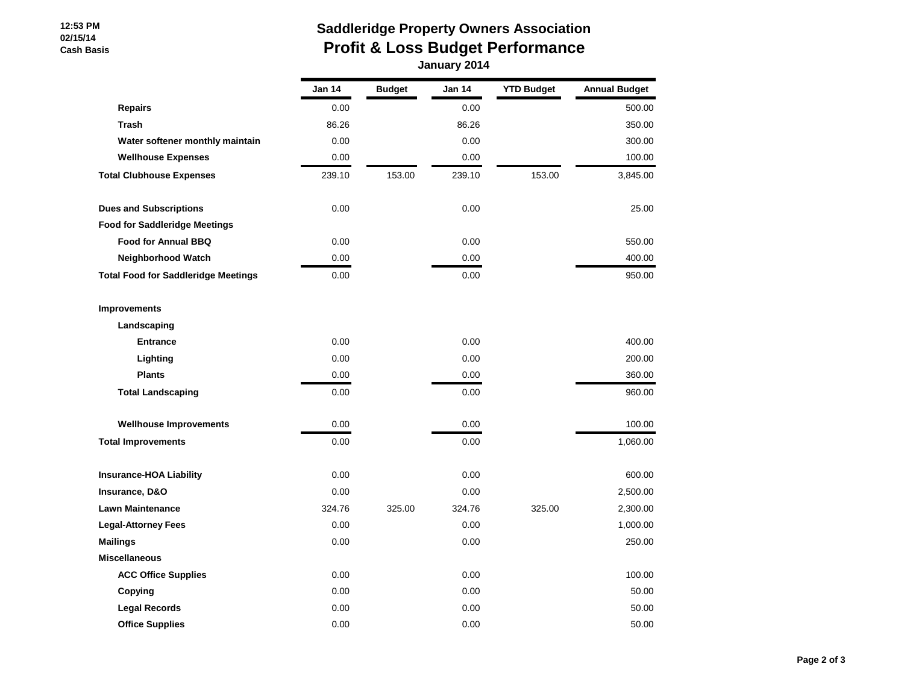12:53 PM
02/15/14
Cash Basis

# Saddleridge Property Owners Association
## Profit & Loss Budget Performance
### January 2014

| | Jan 14 | Budget | Jan 14 | YTD Budget | Annual Budget |
|---|---|---|---|---|---|
| **Repairs** | 0.00 | | 0.00 | | 500.00 |
| **Trash** | 86.26 | | 86.26 | | 350.00 |
| **Water softener monthly maintain** | 0.00 | | 0.00 | | 300.00 |
| **Wellhouse Expenses** | 0.00 | | 0.00 | | 100.00 |
| **Total Clubhouse Expenses** | 239.10 | 153.00 | 239.10 | 153.00 | 3,845.00 |
| | | | | | |
| **Dues and Subscriptions** | 0.00 | | 0.00 | | 25.00 |
| **Food for Saddleridge Meetings** | | | | | |
| **Food for Annual BBQ** | 0.00 | | 0.00 | | 550.00 |
| **Neighborhood Watch** | 0.00 | | 0.00 | | 400.00 |
| **Total Food for Saddleridge Meetings** | 0.00 | | 0.00 | | 950.00 |
| | | | | | |
| **Improvements** | | | | | |
| **Landscaping** | | | | | |
| **Entrance** | 0.00 | | 0.00 | | 400.00 |
| **Lighting** | 0.00 | | 0.00 | | 200.00 |
| **Plants** | 0.00 | | 0.00 | | 360.00 |
| **Total Landscaping** | 0.00 | | 0.00 | | 960.00 |
| | | | | | |
| **Wellhouse Improvements** | 0.00 | | 0.00 | | 100.00 |
| **Total Improvements** | 0.00 | | 0.00 | | 1,060.00 |
| | | | | | |
| **Insurance-HOA Liability** | 0.00 | | 0.00 | | 600.00 |
| **Insurance, D&O** | 0.00 | | 0.00 | | 2,500.00 |
| **Lawn Maintenance** | 324.76 | 325.00 | 324.76 | 325.00 | 2,300.00 |
| **Legal-Attorney Fees** | 0.00 | | 0.00 | | 1,000.00 |
| **Mailings** | 0.00 | | 0.00 | | 250.00 |
| **Miscellaneous** | | | | | |
| **ACC Office Supplies** | 0.00 | | 0.00 | | 100.00 |
| **Copying** | 0.00 | | 0.00 | | 50.00 |
| **Legal Records** | 0.00 | | 0.00 | | 50.00 |
| **Office Supplies** | 0.00 | | 0.00 | | 50.00 |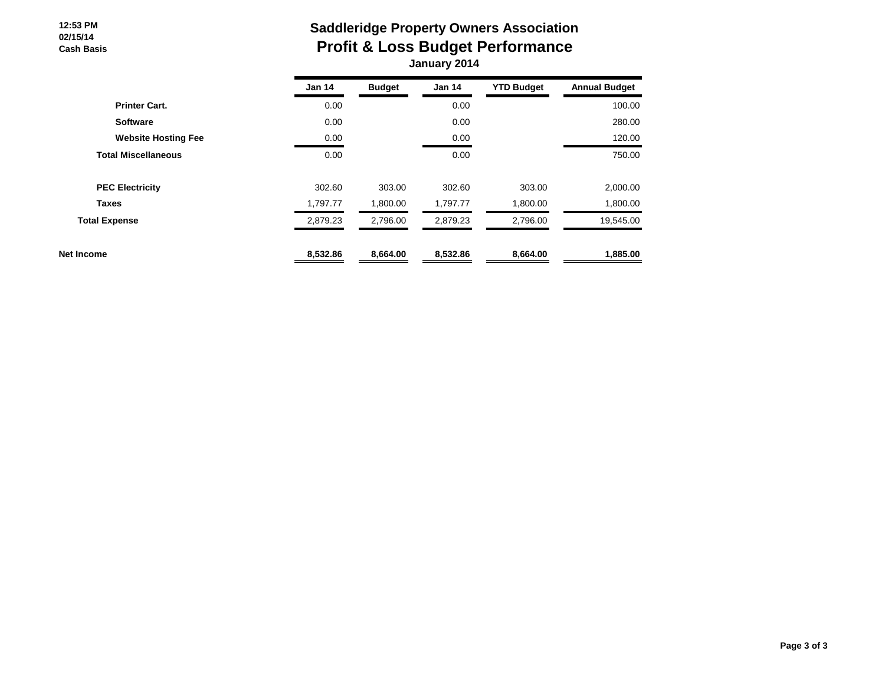12:53 PM
02/15/14
Cash Basis

# Saddleridge Property Owners Association
## Profit & Loss Budget Performance
### January 2014

| | Jan 14 | Budget | Jan 14 | YTD Budget | Annual Budget |
|---|---|---|---|---|---|
| **Printer Cart.** | 0.00 | | 0.00 | | 100.00 |
| **Software** | 0.00 | | 0.00 | | 280.00 |
| **Website Hosting Fee** | 0.00 | | 0.00 | | 120.00 |
| **Total Miscellaneous** | 0.00 | | 0.00 | | 750.00 |
| | | | | | |
| **PEC Electricity** | 302.60 | 303.00 | 302.60 | 303.00 | 2,000.00 |
| **Taxes** | 1,797.77 | 1,800.00 | 1,797.77 | 1,800.00 | 1,800.00 |
| **Total Expense** | 2,879.23 | 2,796.00 | 2,879.23 | 2,796.00 | 19,545.00 |
| | | | | | |
| **Net Income** | **8,532.86** | **8,664.00** | **8,532.86** | **8,664.00** | **1,885.00** |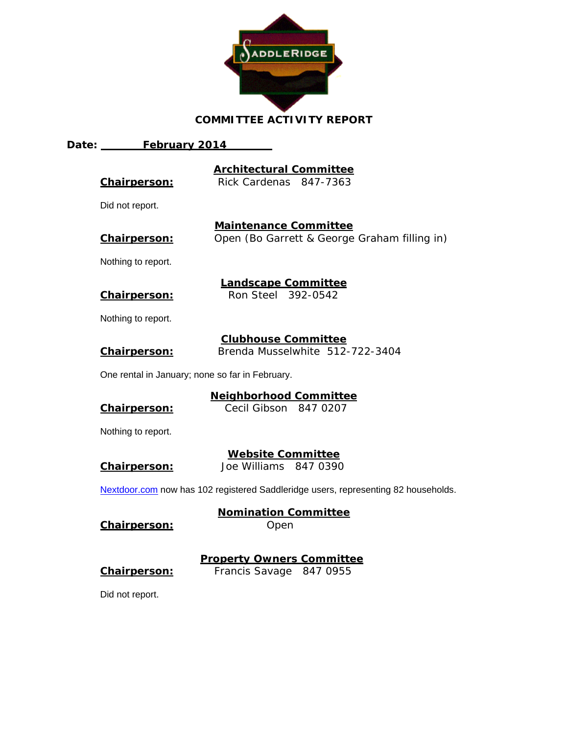# COMMITTEE ACTIVITY REPORT

**Date:** **February 2014**

## Architectural Committee

**Chairperson:** Rick Cardenas 847-7363

Did not report.

## Maintenance Committee

**Chairperson:** Open (Bo Garrett & George Graham filling in)

Nothing to report.

## Landscape Committee

**Chairperson:** Ron Steel 392-0542

Nothing to report.

## Clubhouse Committee

**Chairperson:** Brenda Musselwhite 512-722-3404

One rental in January; none so far in February.

## Neighborhood Committee

**Chairperson:** Cecil Gibson 847 0207

Nothing to report.

## Website Committee

**Chairperson:** Joe Williams 847 0390

Nextdoor.com now has 102 registered Saddleridge users, representing 82 households.

## Nomination Committee

**Chairperson:** Open

## Property Owners Committee

**Chairperson:** Francis Savage 847 0955

Did not report.